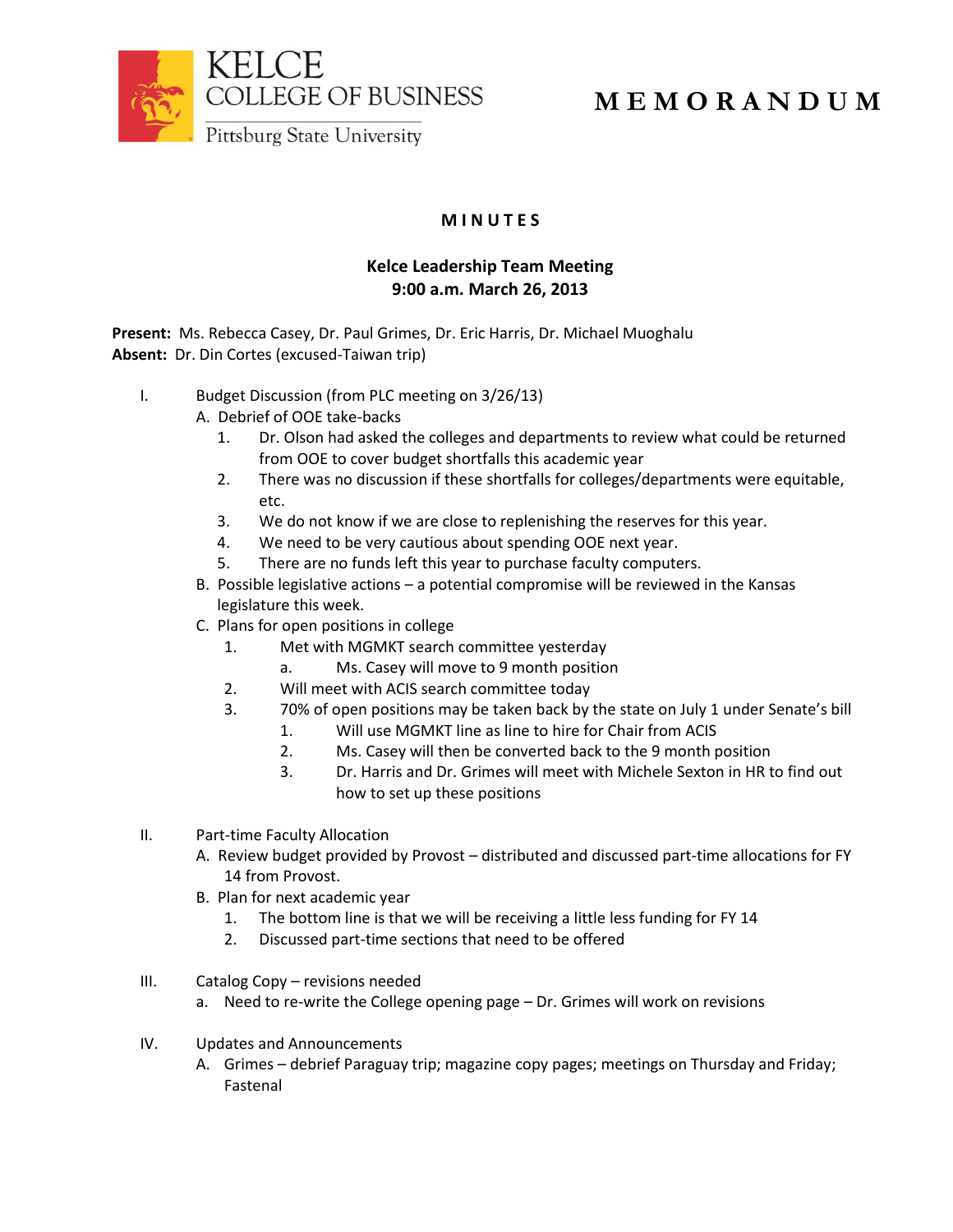KELCE
COLLEGE OF BUSINESS
Pittsburg State University

# M E M O R A N D U M

**M I N U T E S**

**Kelce Leadership Team Meeting**
**9:00 a.m. March 26, 2013**

**Present:** Ms. Rebecca Casey, Dr. Paul Grimes, Dr. Eric Harris, Dr. Michael Muoghalu
**Absent:** Dr. Din Cortes (excused-Taiwan trip)

I. Budget Discussion (from PLC meeting on 3/26/13)
   - A. Debrief of OOE take-backs
     1. Dr. Olson had asked the colleges and departments to review what could be returned from OOE to cover budget shortfalls this academic year
     2. There was no discussion if these shortfalls for colleges/departments were equitable, etc.
     3. We do not know if we are close to replenishing the reserves for this year.
     4. We need to be very cautious about spending OOE next year.
     5. There are no funds left this year to purchase faculty computers.
   - B. Possible legislative actions – a potential compromise will be reviewed in the Kansas legislature this week.
   - C. Plans for open positions in college
     1. Met with MGMKT search committee yesterday
        - a. Ms. Casey will move to 9 month position
     2. Will meet with ACIS search committee today
     3. 70% of open positions may be taken back by the state on July 1 under Senate's bill
        1. Will use MGMKT line as line to hire for Chair from ACIS
        2. Ms. Casey will then be converted back to the 9 month position
        3. Dr. Harris and Dr. Grimes will meet with Michele Sexton in HR to find out how to set up these positions

II. Part-time Faculty Allocation
   - A. Review budget provided by Provost – distributed and discussed part-time allocations for FY 14 from Provost.
   - B. Plan for next academic year
     1. The bottom line is that we will be receiving a little less funding for FY 14
     2. Discussed part-time sections that need to be offered

III. Catalog Copy – revisions needed
   - a. Need to re-write the College opening page – Dr. Grimes will work on revisions

IV. Updates and Announcements
   - A. Grimes – debrief Paraguay trip; magazine copy pages; meetings on Thursday and Friday; Fastenal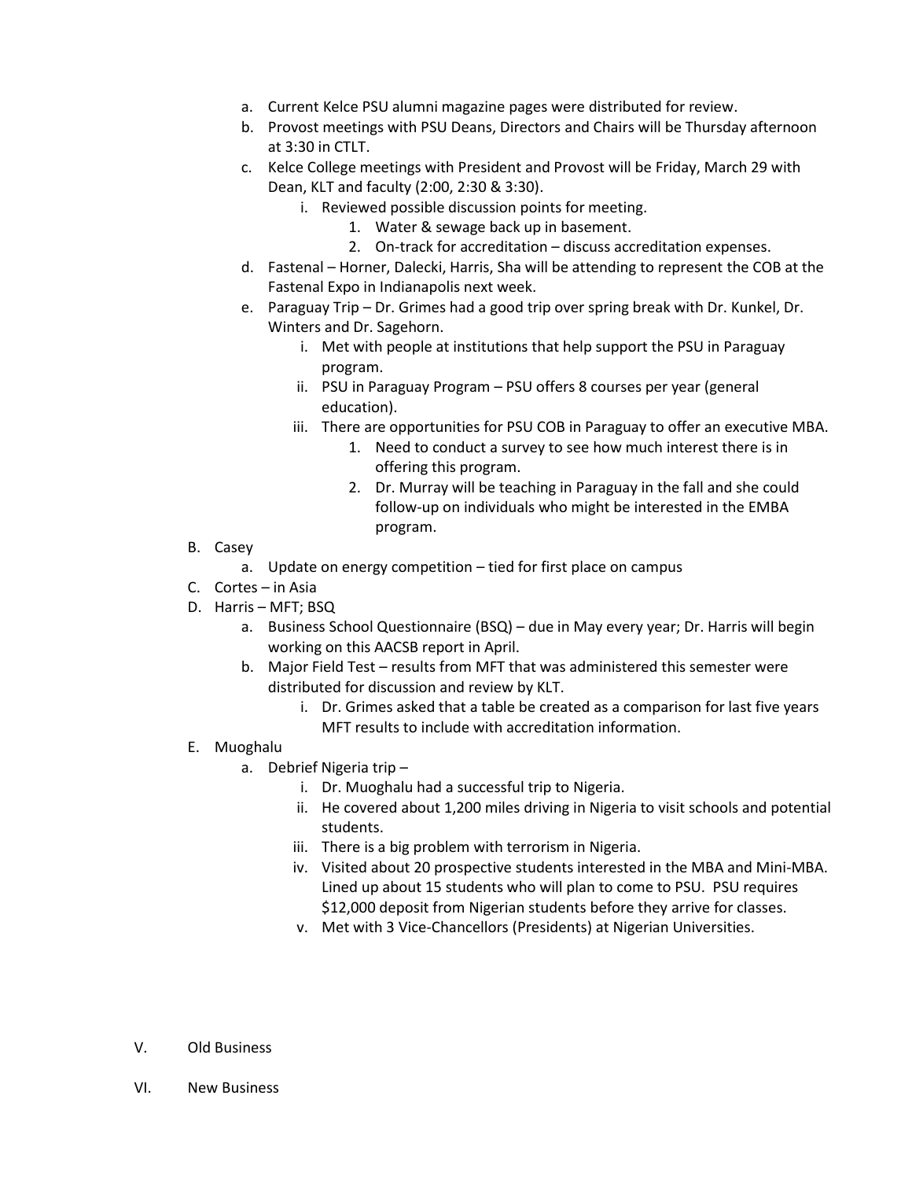a. Current Kelce PSU alumni magazine pages were distributed for review.
   b. Provost meetings with PSU Deans, Directors and Chairs will be Thursday afternoon at 3:30 in CTLT.
   c. Kelce College meetings with President and Provost will be Friday, March 29 with Dean, KLT and faculty (2:00, 2:30 & 3:30).
      i. Reviewed possible discussion points for meeting.
         1. Water & sewage back up in basement.
         2. On-track for accreditation – discuss accreditation expenses.
   d. Fastenal – Horner, Dalecki, Harris, Sha will be attending to represent the COB at the Fastenal Expo in Indianapolis next week.
   e. Paraguay Trip – Dr. Grimes had a good trip over spring break with Dr. Kunkel, Dr. Winters and Dr. Sagehorn.
      i. Met with people at institutions that help support the PSU in Paraguay program.
      ii. PSU in Paraguay Program – PSU offers 8 courses per year (general education).
      iii. There are opportunities for PSU COB in Paraguay to offer an executive MBA.
         1. Need to conduct a survey to see how much interest there is in offering this program.
         2. Dr. Murray will be teaching in Paraguay in the fall and she could follow-up on individuals who might be interested in the EMBA program.

B. Casey
   a. Update on energy competition – tied for first place on campus

C. Cortes – in Asia

D. Harris – MFT; BSQ
   a. Business School Questionnaire (BSQ) – due in May every year; Dr. Harris will begin working on this AACSB report in April.
   b. Major Field Test – results from MFT that was administered this semester were distributed for discussion and review by KLT.
      i. Dr. Grimes asked that a table be created as a comparison for last five years MFT results to include with accreditation information.

E. Muoghalu
   a. Debrief Nigeria trip –
      i. Dr. Muoghalu had a successful trip to Nigeria.
      ii. He covered about 1,200 miles driving in Nigeria to visit schools and potential students.
      iii. There is a big problem with terrorism in Nigeria.
      iv. Visited about 20 prospective students interested in the MBA and Mini-MBA. Lined up about 15 students who will plan to come to PSU. PSU requires $12,000 deposit from Nigerian students before they arrive for classes.
      v. Met with 3 Vice-Chancellors (Presidents) at Nigerian Universities.

V. Old Business

VI. New Business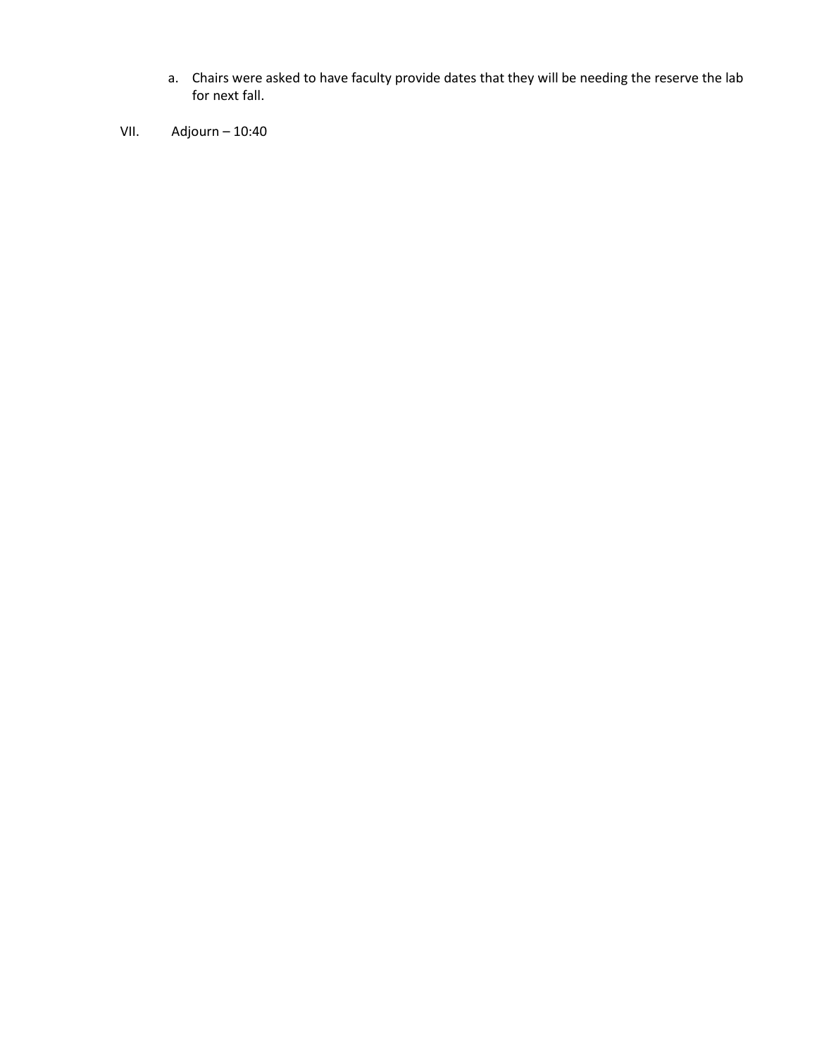a. Chairs were asked to have faculty provide dates that they will be needing the reserve the lab for next fall.

VII. Adjourn – 10:40